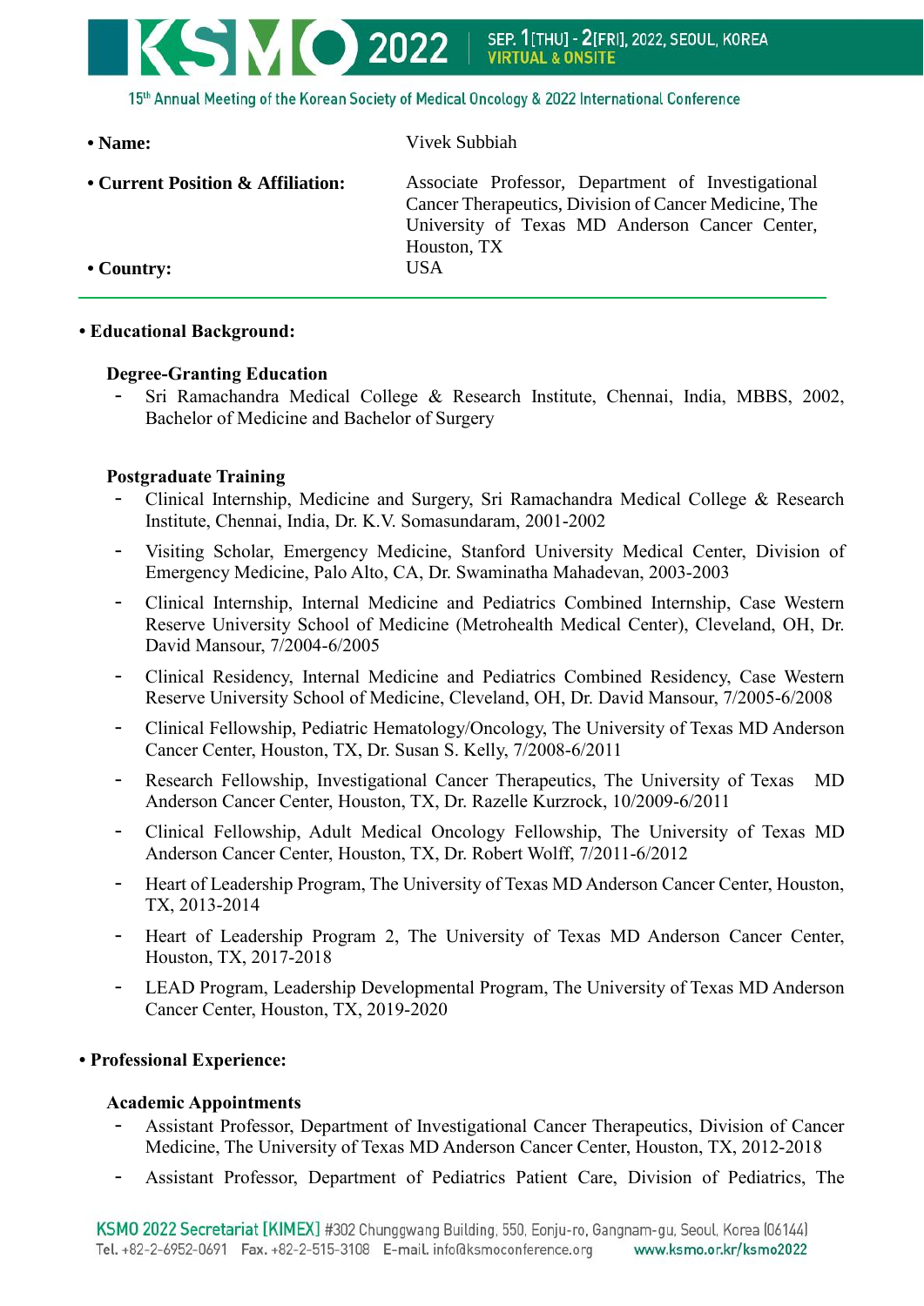- **Name:** Vivek Subbiah
- **Current Position & Affiliation:** Associate Professor, Department of Investigational Cancer Therapeutics, Division of Cancer Medicine, The University of Texas MD Anderson Cancer Center, Houston, TX
- **Country:** USA

---

- **Educational Background:**

**Degree-Granting Education**

- Sri Ramachandra Medical College & Research Institute, Chennai, India, MBBS, 2002, Bachelor of Medicine and Bachelor of Surgery

**Postgraduate Training**

- Clinical Internship, Medicine and Surgery, Sri Ramachandra Medical College & Research Institute, Chennai, India, Dr. K.V. Somasundaram, 2001-2002
- Visiting Scholar, Emergency Medicine, Stanford University Medical Center, Division of Emergency Medicine, Palo Alto, CA, Dr. Swaminatha Mahadevan, 2003-2003
- Clinical Internship, Internal Medicine and Pediatrics Combined Internship, Case Western Reserve University School of Medicine (Metrohealth Medical Center), Cleveland, OH, Dr. David Mansour, 7/2004-6/2005
- Clinical Residency, Internal Medicine and Pediatrics Combined Residency, Case Western Reserve University School of Medicine, Cleveland, OH, Dr. David Mansour, 7/2005-6/2008
- Clinical Fellowship, Pediatric Hematology/Oncology, The University of Texas MD Anderson Cancer Center, Houston, TX, Dr. Susan S. Kelly, 7/2008-6/2011
- Research Fellowship, Investigational Cancer Therapeutics, The University of Texas MD Anderson Cancer Center, Houston, TX, Dr. Razelle Kurzrock, 10/2009-6/2011
- Clinical Fellowship, Adult Medical Oncology Fellowship, The University of Texas MD Anderson Cancer Center, Houston, TX, Dr. Robert Wolff, 7/2011-6/2012
- Heart of Leadership Program, The University of Texas MD Anderson Cancer Center, Houston, TX, 2013-2014
- Heart of Leadership Program 2, The University of Texas MD Anderson Cancer Center, Houston, TX, 2017-2018
- LEAD Program, Leadership Developmental Program, The University of Texas MD Anderson Cancer Center, Houston, TX, 2019-2020

- **Professional Experience:**

**Academic Appointments**

- Assistant Professor, Department of Investigational Cancer Therapeutics, Division of Cancer Medicine, The University of Texas MD Anderson Cancer Center, Houston, TX, 2012-2018
- Assistant Professor, Department of Pediatrics Patient Care, Division of Pediatrics, The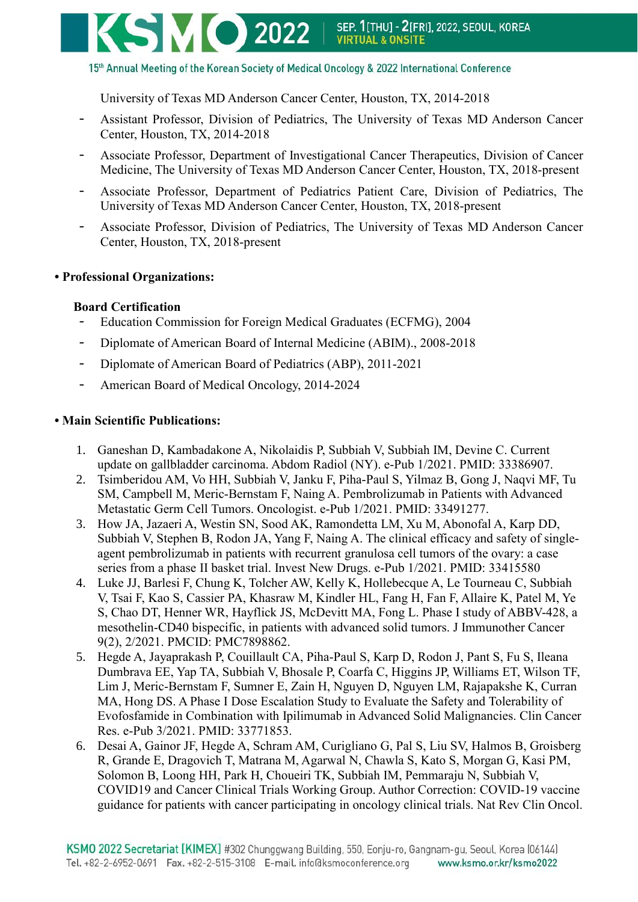University of Texas MD Anderson Cancer Center, Houston, TX, 2014-2018

- Assistant Professor, Division of Pediatrics, The University of Texas MD Anderson Cancer Center, Houston, TX, 2014-2018
- Associate Professor, Department of Investigational Cancer Therapeutics, Division of Cancer Medicine, The University of Texas MD Anderson Cancer Center, Houston, TX, 2018-present
- Associate Professor, Department of Pediatrics Patient Care, Division of Pediatrics, The University of Texas MD Anderson Cancer Center, Houston, TX, 2018-present
- Associate Professor, Division of Pediatrics, The University of Texas MD Anderson Cancer Center, Houston, TX, 2018-present

**• Professional Organizations:**

**Board Certification**

- Education Commission for Foreign Medical Graduates (ECFMG), 2004
- Diplomate of American Board of Internal Medicine (ABIM)., 2008-2018
- Diplomate of American Board of Pediatrics (ABP), 2011-2021
- American Board of Medical Oncology, 2014-2024

**• Main Scientific Publications:**

1. Ganeshan D, Kambadakone A, Nikolaidis P, Subbiah V, Subbiah IM, Devine C. Current update on gallbladder carcinoma. Abdom Radiol (NY). e-Pub 1/2021. PMID: 33386907.
2. Tsimberidou AM, Vo HH, Subbiah V, Janku F, Piha-Paul S, Yilmaz B, Gong J, Naqvi MF, Tu SM, Campbell M, Meric-Bernstam F, Naing A. Pembrolizumab in Patients with Advanced Metastatic Germ Cell Tumors. Oncologist. e-Pub 1/2021. PMID: 33491277.
3. How JA, Jazaeri A, Westin SN, Sood AK, Ramondetta LM, Xu M, Abonofal A, Karp DD, Subbiah V, Stephen B, Rodon JA, Yang F, Naing A. The clinical efficacy and safety of single-agent pembrolizumab in patients with recurrent granulosa cell tumors of the ovary: a case series from a phase II basket trial. Invest New Drugs. e-Pub 1/2021. PMID: 33415580
4. Luke JJ, Barlesi F, Chung K, Tolcher AW, Kelly K, Hollebecque A, Le Tourneau C, Subbiah V, Tsai F, Kao S, Cassier PA, Khasraw M, Kindler HL, Fang H, Fan F, Allaire K, Patel M, Ye S, Chao DT, Henner WR, Hayflick JS, McDevitt MA, Fong L. Phase I study of ABBV-428, a mesothelin-CD40 bispecific, in patients with advanced solid tumors. J Immunother Cancer 9(2), 2/2021. PMCID: PMC7898862.
5. Hegde A, Jayaprakash P, Couillault CA, Piha-Paul S, Karp D, Rodon J, Pant S, Fu S, Ileana Dumbrava EE, Yap TA, Subbiah V, Bhosale P, Coarfa C, Higgins JP, Williams ET, Wilson TF, Lim J, Meric-Bernstam F, Sumner E, Zain H, Nguyen D, Nguyen LM, Rajapakshe K, Curran MA, Hong DS. A Phase I Dose Escalation Study to Evaluate the Safety and Tolerability of Evofosfamide in Combination with Ipilimumab in Advanced Solid Malignancies. Clin Cancer Res. e-Pub 3/2021. PMID: 33771853.
6. Desai A, Gainor JF, Hegde A, Schram AM, Curigliano G, Pal S, Liu SV, Halmos B, Groisberg R, Grande E, Dragovich T, Matrana M, Agarwal N, Chawla S, Kato S, Morgan G, Kasi PM, Solomon B, Loong HH, Park H, Choueiri TK, Subbiah IM, Pemmaraju N, Subbiah V, COVID19 and Cancer Clinical Trials Working Group. Author Correction: COVID-19 vaccine guidance for patients with cancer participating in oncology clinical trials. Nat Rev Clin Oncol.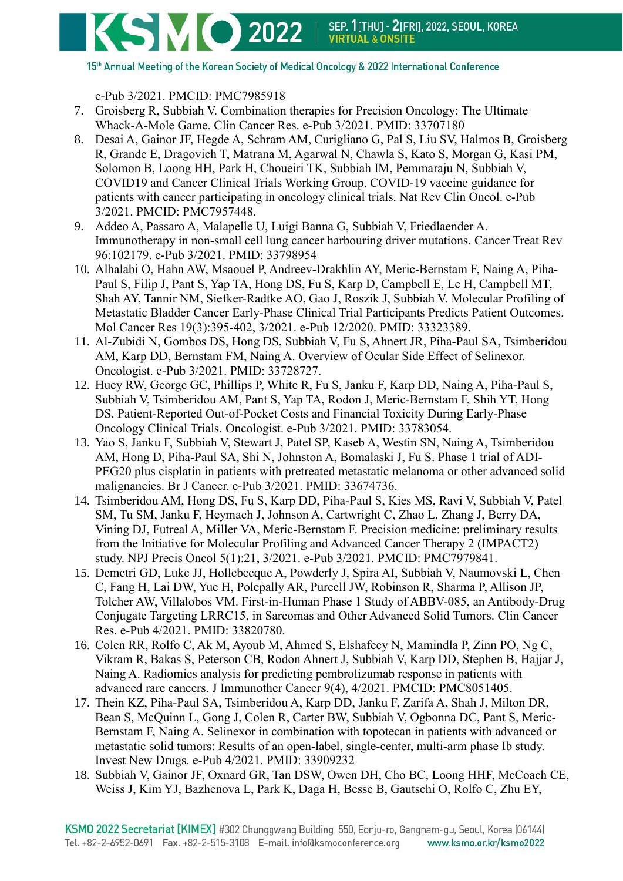e-Pub 3/2021. PMCID: PMC7985918

7. Groisberg R, Subbiah V. Combination therapies for Precision Oncology: The Ultimate Whack-A-Mole Game. Clin Cancer Res. e-Pub 3/2021. PMID: 33707180
8. Desai A, Gainor JF, Hegde A, Schram AM, Curigliano G, Pal S, Liu SV, Halmos B, Groisberg R, Grande E, Dragovich T, Matrana M, Agarwal N, Chawla S, Kato S, Morgan G, Kasi PM, Solomon B, Loong HH, Park H, Choueiri TK, Subbiah IM, Pemmaraju N, Subbiah V, COVID19 and Cancer Clinical Trials Working Group. COVID-19 vaccine guidance for patients with cancer participating in oncology clinical trials. Nat Rev Clin Oncol. e-Pub 3/2021. PMCID: PMC7957448.
9. Addeo A, Passaro A, Malapelle U, Luigi Banna G, Subbiah V, Friedlaender A. Immunotherapy in non-small cell lung cancer harbouring driver mutations. Cancer Treat Rev 96:102179. e-Pub 3/2021. PMID: 33798954
10. Alhalabi O, Hahn AW, Msaouel P, Andreev-Drakhlin AY, Meric-Bernstam F, Naing A, Piha-Paul S, Filip J, Pant S, Yap TA, Hong DS, Fu S, Karp D, Campbell E, Le H, Campbell MT, Shah AY, Tannir NM, Siefker-Radtke AO, Gao J, Roszik J, Subbiah V. Molecular Profiling of Metastatic Bladder Cancer Early-Phase Clinical Trial Participants Predicts Patient Outcomes. Mol Cancer Res 19(3):395-402, 3/2021. e-Pub 12/2020. PMID: 33323389.
11. Al-Zubidi N, Gombos DS, Hong DS, Subbiah V, Fu S, Ahnert JR, Piha-Paul SA, Tsimberidou AM, Karp DD, Bernstam FM, Naing A. Overview of Ocular Side Effect of Selinexor. Oncologist. e-Pub 3/2021. PMID: 33728727.
12. Huey RW, George GC, Phillips P, White R, Fu S, Janku F, Karp DD, Naing A, Piha-Paul S, Subbiah V, Tsimberidou AM, Pant S, Yap TA, Rodon J, Meric-Bernstam F, Shih YT, Hong DS. Patient-Reported Out-of-Pocket Costs and Financial Toxicity During Early-Phase Oncology Clinical Trials. Oncologist. e-Pub 3/2021. PMID: 33783054.
13. Yao S, Janku F, Subbiah V, Stewart J, Patel SP, Kaseb A, Westin SN, Naing A, Tsimberidou AM, Hong D, Piha-Paul SA, Shi N, Johnston A, Bomalaski J, Fu S. Phase 1 trial of ADI-PEG20 plus cisplatin in patients with pretreated metastatic melanoma or other advanced solid malignancies. Br J Cancer. e-Pub 3/2021. PMID: 33674736.
14. Tsimberidou AM, Hong DS, Fu S, Karp DD, Piha-Paul S, Kies MS, Ravi V, Subbiah V, Patel SM, Tu SM, Janku F, Heymach J, Johnson A, Cartwright C, Zhao L, Zhang J, Berry DA, Vining DJ, Futreal A, Miller VA, Meric-Bernstam F. Precision medicine: preliminary results from the Initiative for Molecular Profiling and Advanced Cancer Therapy 2 (IMPACT2) study. NPJ Precis Oncol 5(1):21, 3/2021. e-Pub 3/2021. PMCID: PMC7979841.
15. Demetri GD, Luke JJ, Hollebecque A, Powderly J, Spira AI, Subbiah V, Naumovski L, Chen C, Fang H, Lai DW, Yue H, Polepally AR, Purcell JW, Robinson R, Sharma P, Allison JP, Tolcher AW, Villalobos VM. First-in-Human Phase 1 Study of ABBV-085, an Antibody-Drug Conjugate Targeting LRRC15, in Sarcomas and Other Advanced Solid Tumors. Clin Cancer Res. e-Pub 4/2021. PMID: 33820780.
16. Colen RR, Rolfo C, Ak M, Ayoub M, Ahmed S, Elshafeey N, Mamindla P, Zinn PO, Ng C, Vikram R, Bakas S, Peterson CB, Rodon Ahnert J, Subbiah V, Karp DD, Stephen B, Hajjar J, Naing A. Radiomics analysis for predicting pembrolizumab response in patients with advanced rare cancers. J Immunother Cancer 9(4), 4/2021. PMCID: PMC8051405.
17. Thein KZ, Piha-Paul SA, Tsimberidou A, Karp DD, Janku F, Zarifa A, Shah J, Milton DR, Bean S, McQuinn L, Gong J, Colen R, Carter BW, Subbiah V, Ogbonna DC, Pant S, Meric-Bernstam F, Naing A. Selinexor in combination with topotecan in patients with advanced or metastatic solid tumors: Results of an open-label, single-center, multi-arm phase Ib study. Invest New Drugs. e-Pub 4/2021. PMID: 33909232
18. Subbiah V, Gainor JF, Oxnard GR, Tan DSW, Owen DH, Cho BC, Loong HHF, McCoach CE, Weiss J, Kim YJ, Bazhenova L, Park K, Daga H, Besse B, Gautschi O, Rolfo C, Zhu EY,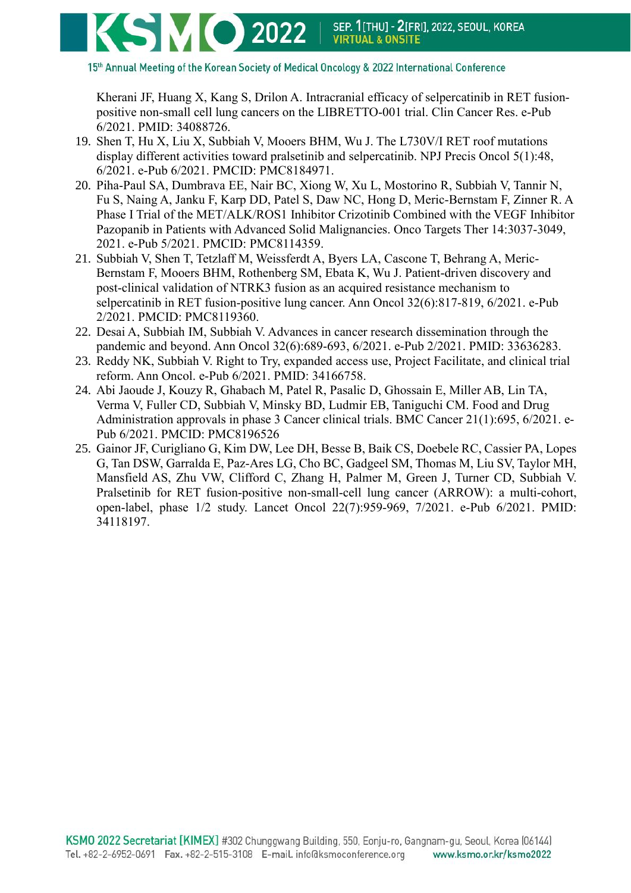Kherani JF, Huang X, Kang S, Drilon A. Intracranial efficacy of selpercatinib in RET fusion-positive non-small cell lung cancers on the LIBRETTO-001 trial. Clin Cancer Res. e-Pub 6/2021. PMID: 34088726.

19. Shen T, Hu X, Liu X, Subbiah V, Mooers BHM, Wu J. The L730V/I RET roof mutations display different activities toward pralsetinib and selpercatinib. NPJ Precis Oncol 5(1):48, 6/2021. e-Pub 6/2021. PMCID: PMC8184971.
20. Piha-Paul SA, Dumbrava EE, Nair BC, Xiong W, Xu L, Mostorino R, Subbiah V, Tannir N, Fu S, Naing A, Janku F, Karp DD, Patel S, Daw NC, Hong D, Meric-Bernstam F, Zinner R. A Phase I Trial of the MET/ALK/ROS1 Inhibitor Crizotinib Combined with the VEGF Inhibitor Pazopanib in Patients with Advanced Solid Malignancies. Onco Targets Ther 14:3037-3049, 2021. e-Pub 5/2021. PMCID: PMC8114359.
21. Subbiah V, Shen T, Tetzlaff M, Weissferdt A, Byers LA, Cascone T, Behrang A, Meric-Bernstam F, Mooers BHM, Rothenberg SM, Ebata K, Wu J. Patient-driven discovery and post-clinical validation of NTRK3 fusion as an acquired resistance mechanism to selpercatinib in RET fusion-positive lung cancer. Ann Oncol 32(6):817-819, 6/2021. e-Pub 2/2021. PMCID: PMC8119360.
22. Desai A, Subbiah IM, Subbiah V. Advances in cancer research dissemination through the pandemic and beyond. Ann Oncol 32(6):689-693, 6/2021. e-Pub 2/2021. PMID: 33636283.
23. Reddy NK, Subbiah V. Right to Try, expanded access use, Project Facilitate, and clinical trial reform. Ann Oncol. e-Pub 6/2021. PMID: 34166758.
24. Abi Jaoude J, Kouzy R, Ghabach M, Patel R, Pasalic D, Ghossain E, Miller AB, Lin TA, Verma V, Fuller CD, Subbiah V, Minsky BD, Ludmir EB, Taniguchi CM. Food and Drug Administration approvals in phase 3 Cancer clinical trials. BMC Cancer 21(1):695, 6/2021. e-Pub 6/2021. PMCID: PMC8196526
25. Gainor JF, Curigliano G, Kim DW, Lee DH, Besse B, Baik CS, Doebele RC, Cassier PA, Lopes G, Tan DSW, Garralda E, Paz-Ares LG, Cho BC, Gadgeel SM, Thomas M, Liu SV, Taylor MH, Mansfield AS, Zhu VW, Clifford C, Zhang H, Palmer M, Green J, Turner CD, Subbiah V. Pralsetinib for RET fusion-positive non-small-cell lung cancer (ARROW): a multi-cohort, open-label, phase 1/2 study. Lancet Oncol 22(7):959-969, 7/2021. e-Pub 6/2021. PMID: 34118197.